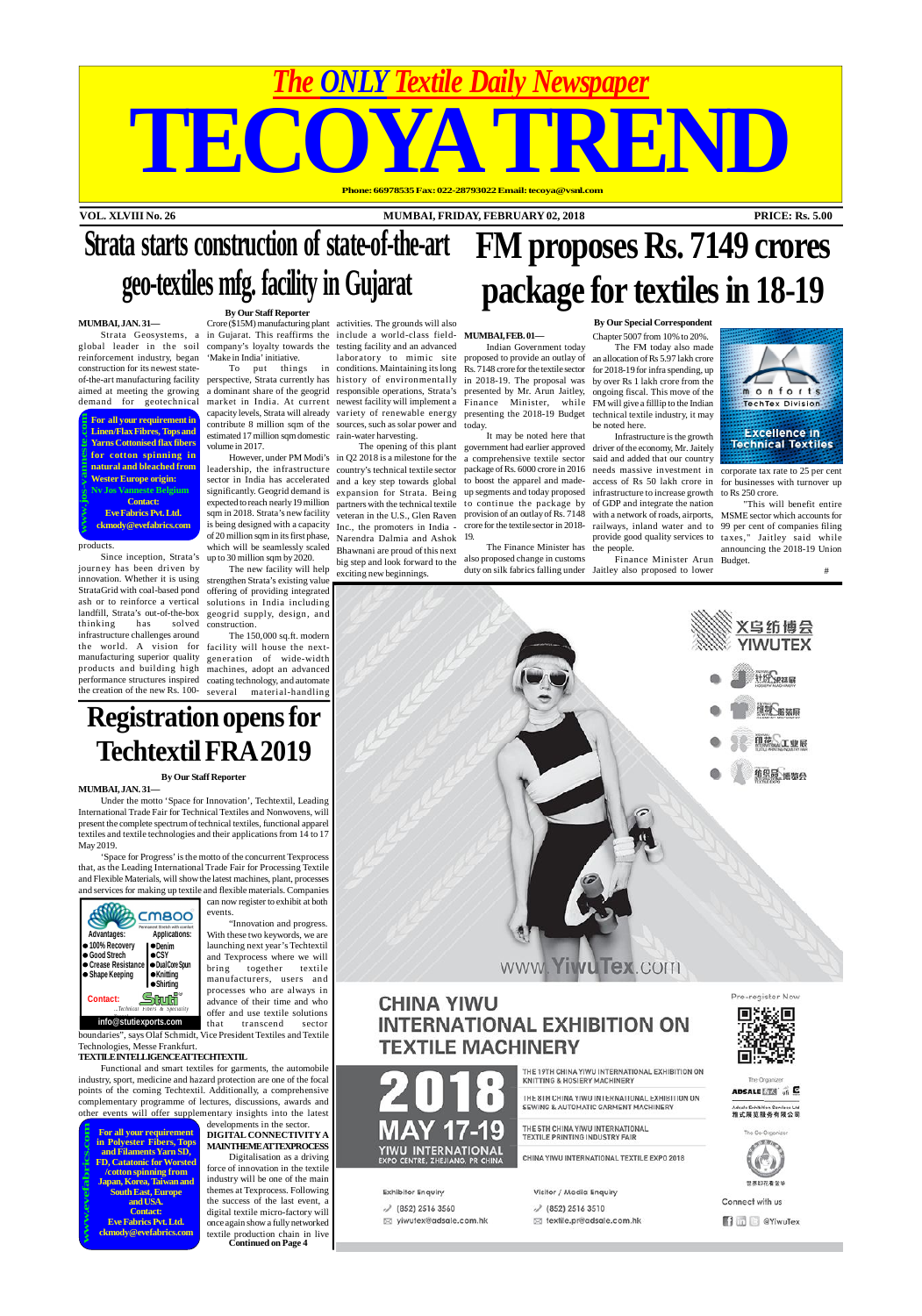# The ONLY Textile Daily Newspaper

# TECOYA TREND

**Phone: 66978535 Fax: 022-28793022 Email: tecoya@vsnl.com**

**VOL. XLVIII No. 26** | **MUMBAI, FRIDAY, FEBRUARY 02, 2018** | **PRICE: Rs. 5.00**

## Strata starts construction of state-of-the-art geo-textiles mfg. facility in Gujarat

**By Our Staff Reporter**

**MUMBAI, JAN. 31—**

Strata Geosystems, a global leader in the soil reinforcement industry, began construction for its newest state-of-the-art manufacturing facility aimed at meeting the growing demand for geotechnical products.

Since inception, Strata's journey has been driven by innovation. Whether it is using StrataGrid with coal-based pond ash or to reinforce a vertical landfill, Strata's out-of-the-box thinking has solved infrastructure challenges around the world. A vision for manufacturing superior quality products and building high performance structures inspired the creation of the new Rs. 100-Crore ($15M) manufacturing plant in Gujarat. This reaffirms the company's loyalty towards the 'Make in India' initiative.

To put things in perspective, Strata currently has a dominant share of the geogrid market in India. At current capacity levels, Strata will already contribute 8 million sqm of the estimated 17 million sqm domestic volume in 2017.

However, under PM Modi's leadership, the infrastructure sector in India has accelerated significantly. Geogrid demand is expected to reach nearly 19 million sqm in 2018. Strata's new facility is being designed with a capacity of 20 million sqm in its first phase, which will be seamlessly scaled up to 30 million sqm by 2020.

The new facility will help strengthen Strata's existing value offering of providing integrated solutions in India including geogrid supply, design, and construction.

The 150,000 sq.ft. modern facility will house the next-generation of wide-width machines, adopt an advanced coating technology, and automate several material-handling activities. The grounds will also include a world-class field-testing facility and an advanced laboratory to mimic site conditions. Maintaining its long history of environmentally responsible operations, Strata's newest facility will implement a variety of renewable energy sources, such as solar power and rain-water harvesting.

The opening of this plant in Q2 2018 is a milestone for the country's technical textile sector and a key step towards global expansion for Strata. Being partners with the technical textile veteran in the U.S., Glen Raven Inc., the promoters in India - Narendra Dalmia and Ashok Bhawnani are proud of this next big step and look forward to the exciting new beginnings.

> **For all your requirement in Linen/Flax Fibres, Tops and Yarns Cottonised flax fibers for cotton spinning in natural and bleached from Wester Europe origin:**
> **Nv Jos Vanneste Belgium**
> **Contact:**
> **Eve Fabrics Pvt. Ltd.**
> **ckmody@evefabrics.com**
> www.jos-vanneste.com

## FM proposes Rs. 7149 crores package for textiles in 18-19

**By Our Special Correspondent**

**MUMBAI, FEB. 01—**

Indian Government today proposed to provide an outlay of Rs. 7148 crore for the textile sector in 2018-19. The proposal was presented by Mr. Arun Jaitley, Finance Minister, while presenting the 2018-19 Budget today.

It may be noted here that government had earlier approved a comprehensive textile sector package of Rs. 6000 crore in 2016 to boost the apparel and made-up segments and today proposed to continue the package by provision of an outlay of Rs. 7148 crore for the textile sector in 2018-19.

The Finance Minister has also proposed change in customs duty on silk fabrics falling under Chapter 5007 from 10% to 20%.

The FM today also made an allocation of Rs 5.97 lakh crore for 2018-19 for infra spending, up by over Rs 1 lakh crore from the ongoing fiscal. This move of the FM will give a filllip to the Indian technical textile industry, it may be noted here.

Infrastructure is the growth driver of the economy, Mr. Jaitely said and added that our country needs massive investment in access of Rs 50 lakh crore in infrastructure to increase growth of GDP and integrate the nation with a network of roads, airports, railways, inland water and to provide good quality services to the people.

Finance Minister Arun Jaitley also proposed to lower corporate tax rate to 25 per cent for businesses with turnover up to Rs 250 crore.

"This will benefit entire MSME sector which accounts for 99 per cent of companies filing taxes," Jaitley said while announcing the 2018-19 Union Budget.

#

> **monforts** TechTex Division
> **Excellence in Technical Textiles**

## Registration opens for Techtextil FRA 2019

**By Our Staff Reporter**

**MUMBAI, JAN. 31—**

Under the motto 'Space for Innovation', Techtextil, Leading International Trade Fair for Technical Textiles and Nonwovens, will present the complete spectrum of technical textiles, functional apparel textiles and textile technologies and their applications from 14 to 17 May 2019.

'Space for Progress' is the motto of the concurrent Texprocess that, as the Leading International Trade Fair for Processing Textile and Flexible Materials, will show the latest machines, plant, processes and services for making up textile and flexible materials. Companies can now register to exhibit at both events.

"Innovation and progress. With these two keywords, we are launching next year's Techtextil and Texprocess where we will bring together textile manufacturers, users and processes who are always in advance of their time and who offer and use textile solutions that transcend sector boundaries", says Olaf Schmidt, Vice President Textiles and Textile Technologies, Messe Frankfurt.

**TEXTILE INTELLIGENCE AT TECHTEXTIL**

Functional and smart textiles for garments, the automobile industry, sport, medicine and hazard protection are one of the focal points of the coming Techtextil. Additionally, a comprehensive complementary programme of lectures, discussions, awards and other events will offer supplementary insights into the latest developments in the sector.

**DIGITAL CONNECTIVITY A MAIN THEME AT TEXPROCESS**

Digitalisation as a driving force of innovation in the textile industry will be one of the main themes at Texprocess. Following the success of the last event, a digital textile micro-factory will once again show a fully networked textile production chain in live

**Continued on Page 4**

> **CM800** Permanent Stretch with comfort
> Advantages: 100% Recovery, Good Strech, Crease Resistance, Shape Keeping
> Applications: Denim, CSY, Dual Core Spun, Knitting, Shirting
> **Contact: Stuti** ...Technical Fibers & speciality
> info@stutiexports.com

> **For all your requirement in Polyester Fibers, Tops and Filaments Yarn SD, FD, Catatonic for Worsted /cotton spinning from Japan, Korea, Taiwan and South East, Europe and USA.**
> **Contact:**
> **Eve Fabrics Pvt. Ltd.**
> **ckmody@evefabrics.com**
> www.evefabrics.com

> **义乌纺博会 YIWUTEX**
> www.YiwuTex.com
> **CHINA YIWU INTERNATIONAL EXHIBITION ON TEXTILE MACHINERY**
> **2018 MAY 17-19** YIWU INTERNATIONAL EXPO CENTRE, ZHEJIANG, PR CHINA
> THE 19TH CHINA YIWU INTERNATIONAL EXHIBITION ON KNITTING & HOSIERY MACHINERY
> THE 8TH CHINA YIWU INTERNATIONAL EXHIBITION ON SEWING & AUTOMATIC GARMENT MACHINERY
> THE 5TH CHINA YIWU INTERNATIONAL TEXTILE PRINTING INDUSTRY FAIR
> CHINA YIWU INTERNATIONAL TEXTILE EXPO 2018
> Exhibitor Enquiry: (852) 2516 3560, yiwutex@adsale.com.hk
> Visitor / Media Enquiry: (852) 2516 3510, textile.pr@adsale.com.hk
> Pre-register Now
> The Organizer: ADSALE
> Connect with us @YiwuTex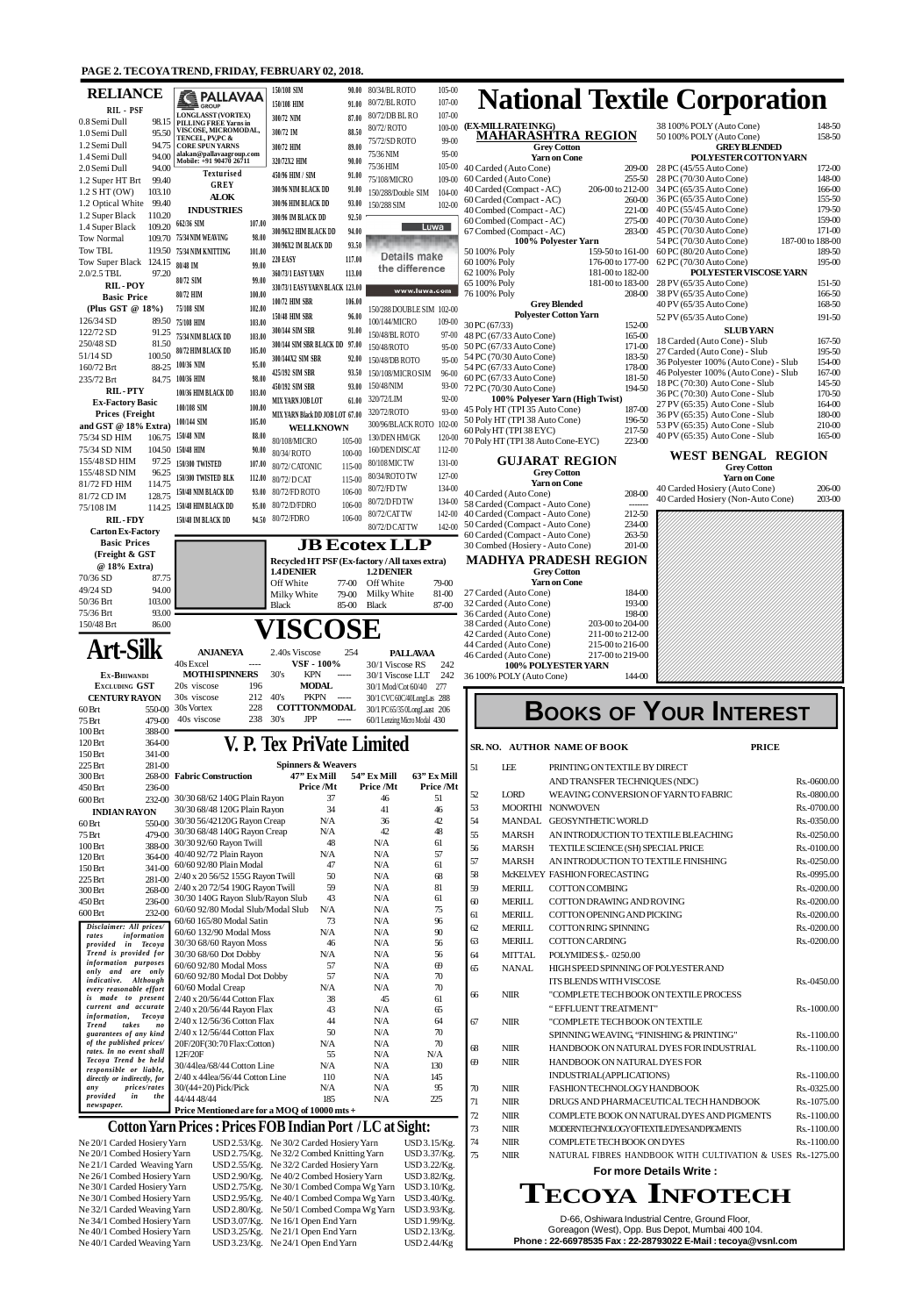## RELIANCE

**RIL - PSF**

| | |
|---|---|
| 0.8 Semi Dull | 98.15 |
| 1.0 Semi Dull | 95.50 |
| 1.2 Semi Dull | 94.75 |
| 1.4 Semi Dull | 94.00 |
| 2.0 Semi Dull | 94.00 |
| 1.2 Super HT Brt | 99.40 |
| 1.2 S HT (OW) | 103.10 |
| 1.2 Optical White | 99.40 |
| 1.2 Super Black | 110.20 |
| 1.4 Super Black | 109.20 |
| Tow Normal | 109.70 |
| Tow TBL | 119.50 |
| Tow Super Black | 124.15 |
| 2.0/2.5 TBL | 97.20 |

**RIL - POY**

**Basic Price (Plus GST @ 18%)**

| | |
|---|---|
| 126/34 SD | 89.50 |
| 122/72 SD | 91.25 |
| 250/48 SD | 81.50 |
| 51/14 SD | 100.50 |
| 160/72 Brt | 88.25 |
| 235/72 Brt | 84.75 |

**RIL - PTY**

**Ex-Factory Basic Prices (Freight and GST @ 18% Extra)**

| | |
|---|---|
| 75/34 SD HIM | 106.75 |
| 75/34 SD NIM | 104.50 |
| 155/48 SD HIM | 97.25 |
| 155/48 SD NIM | 96.25 |
| 81/72 FD HIM | 114.75 |
| 81/72 CD IM | 128.75 |
| 75/108 IM | 114.25 |

**RIL - FDY**

**Carton Ex-Factory Basic Prices (Freight & GST @ 18% Extra)**

| | |
|---|---|
| 70/36 SD | 87.75 |
| 49/24 SD | 94.00 |
| 50/36 Brt | 103.00 |
| 75/36 Brt | 93.00 |
| 150/48 Brt | 86.00 |

## PALLAVAA GROUP

LONGLASST (VORTEX) PILLING FREE Yarns in VISCOSE, MICROMODAL, TENCEL, PV,PC & CORE SPUN YARNS
alakan@pallavaagroup.com
Mobile: +91 90470 26711

**Texturised GREY ALOK INDUSTRIES**

| | |
|---|---|
| 662/36 SIM | 107.00 |
| 75/34 NIM WEAVING | 98.00 |
| 75/34 NIM KNITTING | 101.00 |
| 80/48 IM | 99.00 |
| 80/72 SIM | 99.00 |
| 80/72 HIM | 100.00 |
| 75/108 SIM | 102.00 |
| 75/108 HIM | 103.00 |
| 75/34 NIM BLACK DD | 103.00 |
| 80/72 HIM BLACK DD | 105.00 |
| 100/36 NIM | 95.00 |
| 100/36 HIM | 98.00 |
| 100/36 HIM BLACK DD | 103.00 |
| 100/108 SIM | 100.00 |
| 100/144 SIM | 105.00 |
| 150/48 IM | 88.00 |
| 150/48 HIM | 90.00 |
| 150/300 TWISTED | 107.00 |
| 150/300 TWISTED BLK | 112.00 |
| 150/48 NIM BLACK DD | 93.00 |
| 150/48 HIM BLACK DD | 95.00 |
| 150/48 IM BLACK DD | 94.50 |
| 150/108 SIM | 90.00 |
| 150/108 HIM | 91.00 |
| 300/72 NIM | 87.00 |
| 300/72 IM | 88.50 |
| 300/72 HIM | 89.00 |
| 320/72X2 HIM | 90.00 |
| 450/96 HIM / SIM | 91.00 |
| 300/96 NIM BLACK DD | 91.00 |
| 300/96 HIM BLACK DD | 93.00 |
| 300/96 IM BLACK DD | 92.50 |
| 300/96X2 HIM BLACK DD | 94.00 |
| 300/96X2 HIM BLACK DD | 93.50 |
| 220 EASY | 117.00 |
| 360/73/1 EASY YARN | 113.00 |
| 330/73/1 EASY YARN BLACK | 123.00 |
| 100/72 HIM SBR | 106.00 |
| 150/48 HIM SBR | 96.00 |
| 300/144 SIM SBR | 91.00 |
| 300/144 SIM SBR BLACK DD | 97.00 |
| 300/144X2 SIM SBR | 92.00 |
| 425/192 SIM SBR | 93.50 |
| 450/192 SIM SBR | 93.00 |
| MIX YARN JOB LOT | 61.00 |
| MIX YARN Black DD JOB LOT | 67.00 |

**WELLKNOWN**

| | |
|---|---|
| 80/108/MICRO | 105-00 |
| 80/34/ROTO | 100-00 |
| 80/72/CATONIC | 115-00 |
| 80/72/DCAT | 115-00 |
| 80/72/FD ROTO | 106-00 |
| 80/72/D/FDRO | 106-00 |
| 80/72/FDRO | 106-00 |
| 80/34/BL ROTO | 105-00 |
| 80/72/BL ROTO | 107-00 |
| 80/72/DB BL RO | 107-00 |
| 80/72/ROTO | 100-00 |
| 75/72/SD ROTO | 99-00 |
| 75/36 NIM | 95-00 |
| 75/36 HIM | 105-00 |
| 75/108/MICRO | 109-00 |
| 150/288/Double SIM | 104-00 |
| 150/288 SIM | 102-00 |
| 150/288 DOUBLE SIM | 102-00 |
| 100/144/MICRO | 109-00 |
| 150/48/BL ROTO | 97-00 |
| 150/48/ROTO | 95-00 |
| 150/48/DB ROTO | 95-00 |
| 150/108/MICRO SIM | 96-00 |
| 150/48/NIM | 93-00 |
| 320/72/LIM | 92-00 |
| 320/72/ROTO | 93-00 |
| 300/96/BLACK ROTO | 102-00 |
| 130/DEN HM/GK | 120-00 |
| 160/DEN DISCAT | 112-00 |
| 80/108/MIC TW | 131-00 |
| 80/34/ROTO TW | 127-00 |
| 80/72/FD TW | 134-00 |
| 80/72/D FD TW | 134-00 |
| 80/72/CAT TW | 142-00 |
| 80/72/D CAT TW | 142-00 |

Luwa — Details make the difference — www.luwa.com

## JB Ecotex LLP

**Recycled HT PSF (Ex-factory / All taxes extra)**

| 1.4 DENIER | | 1.2 DENIER | |
|---|---|---|---|
| Off White | 77-00 | Off White | 79-00 |
| Milky White | 79-00 | Milky White | 81-00 |
| Black | 85-00 | Black | 87-00 |

# VISCOSE

## Art-Silk

**Ex-Bhiwandi Excluding GST**

**CENTURY RAYON**

| | |
|---|---|
| 60 Brt | 550-00 |
| 75 Brt | 479-00 |
| 100 Brt | 388-00 |
| 120 Brt | 364-00 |
| 150 Brt | 341-00 |
| 225 Brt | 281-00 |
| 300 Brt | 268-00 |
| 450 Brt | 236-00 |
| 600 Brt | 232-00 |

**INDIAN RAYON**

| | |
|---|---|
| 60 Brt | 550-00 |
| 75 Brt | 479-00 |
| 100 Brt | 388-00 |
| 120 Brt | 364-00 |
| 150 Brt | 341-00 |
| 225 Brt | 281-00 |
| 300 Brt | 268-00 |
| 450 Brt | 236-00 |
| 600 Brt | 232-00 |

**ANJANEYA**

| | |
|---|---|
| 40s Excel | ---- |

**MOTHI SPINNERS**

| | |
|---|---|
| 20s viscose | 196 |
| 30s viscose | 212 |
| 30s Vortex | 228 |
| 40s viscose | 238 |

| | |
|---|---|
| 2.40s Viscose | 254 |

**VSF - 100%**

| | | |
|---|---|---|
| 30's | KPN | ----- |

**MODAL**

| | | |
|---|---|---|
| 40's | PKPN | ----- |

**COTTTON/MODAL**

| | | |
|---|---|---|
| 30's | JPP | ----- |

**PALLAVAA**

| | |
|---|---|
| 30/1 Viscose RS | 242 |
| 30/1 Viscose LLT | 242 |
| 30/1 Mod/Cot 60/40 | 277 |
| 30/1 CVC60C/40LongLas | 288 |
| 30/1 PC65/35 0LongLasst | 206 |
| 60/1 Lenzing Micro Modal | 430 |

## V. P. Tex PriVate Limited

**Spinners & Weavers**

| Fabric Construction | 47" Ex Mill Price /Mt | 54" Ex Mill Price /Mt | 63" Ex Mill Price /Mt |
|---|---|---|---|
| 30/30 68/62 140G Plain Rayon | 37 | 46 | 51 |
| 30/30 68/48 120G Plain Rayon | 34 | 41 | 46 |
| 30/30 56/42120G Rayon Creap | N/A | 36 | 42 |
| 30/30 68/48 140G Rayon Creap | N/A | 42 | 48 |
| 30/30 92/60 Rayon Twill | 48 | N/A | 61 |
| 40/40 92/72 Plain Rayon | N/A | N/A | 57 |
| 60/60 92/80 Plain Modal | 47 | N/A | 61 |
| 2/40 x 20 56/52 155G Rayon Twill | 50 | N/A | 68 |
| 2/40 x 20 72/54 190G Rayon Twill | 59 | N/A | 81 |
| 30/30 140G Rayon Slub/Rayon Slub | 43 | N/A | 61 |
| 60/60 92/80 Modal Slub/Modal Slub | N/A | N/A | 75 |
| 60/60 165/80 Modal Satin | 73 | N/A | 96 |
| 60/60 132/90 Modal Moss | N/A | N/A | 90 |
| 30/30 68/60 Rayon Moss | 46 | N/A | 56 |
| 30/30 68/60 Dot Dobby | N/A | N/A | 56 |
| 60/60 92/80 Modal Moss | 57 | N/A | 69 |
| 60/60 92/80 Modal Dot Dobby | 57 | N/A | 70 |
| 60/60 Modal Creap | N/A | N/A | 70 |
| 2/40 x 20/56/44 Cotton Flax | 38 | 45 | 61 |
| 2/40 x 20/56/44 Rayon Flax | 43 | N/A | 65 |
| 2/40 x 12/56/36 Cotton Flax | 44 | N/A | 64 |
| 2/40 x 12/56/44 Cotton Flax | 50 | N/A | 70 |
| 20F/20F(30:70 Flax:Cotton) | N/A | N/A | 70 |
| 12F/20F | 55 | N/A | N/A |
| 30/44lea/68/44 Cotton Line | N/A | N/A | 130 |
| 2/40 x 44lea/56/44 Cotton Line | 110 | N/A | 145 |
| 30/(44+20) Pick/Pick | N/A | N/A | 95 |
| 44/44 48/44 | 185 | N/A | 225 |

**Price Mentioned are for a MOQ of 10000 mts +**

*Disclaimer: All prices/ rates information provided in Tecoya Trend is provided for information purposes only and are only indicative. Although every reasonable effort is made to present current and accurate information, Tecoya Trend takes no guarantees of any kind of the published prices/ rates. In no event shall Tecoya Trend be held responsible or liable, directly or indirectly, for any prices/rates provided in the newspaper.*

## Cotton Yarn Prices : Prices FOB Indian Port / LC at Sight:

| | | | |
|---|---|---|---|
| Ne 20/1 Carded Hosiery Yarn | USD 2.53/Kg. | Ne 30/2 Carded Hosiery Yarn | USD 3.15/Kg. |
| Ne 20/1 Combed Hosiery Yarn | USD 2.75/Kg. | Ne 32/2 Combed Knitting Yarn | USD 3.37/Kg. |
| Ne 21/1 Carded Weaving Yarn | USD 2.55/Kg. | Ne 32/2 Carded Hosiery Yarn | USD 3.22/Kg. |
| Ne 26/1 Combed Hosiery Yarn | USD 2.90/Kg. | Ne 40/2 Combed Hosiery Yarn | USD 3.82/Kg. |
| Ne 30/1 Carded Hosiery Yarn | USD 2.75/Kg. | Ne 30/1 Combed Compa Wg Yarn | USD 3.10/Kg. |
| Ne 30/1 Combed Hosiery Yarn | USD 2.95/Kg. | Ne 40/1 Combed Compa Wg Yarn | USD 3.40/Kg. |
| Ne 32/1 Carded Weaving Yarn | USD 2.80/Kg. | Ne 50/1 Combed Compa Wg Yarn | USD 3.93/Kg. |
| Ne 34/1 Combed Hosiery Yarn | USD 3.07/Kg. | Ne 16/1 Open End Yarn | USD 1.99/Kg. |
| Ne 40/1 Combed Hosiery Yarn | USD 3.25/Kg. | Ne 21/1 Open End Yarn | USD 2.13/Kg. |
| Ne 40/1 Combed Weaving Yarn | USD 3.23/Kg. | Ne 24/1 Open End Yarn | USD 2.44/Kg. |

# National Textile Corporation

**(EX-MILL RATE IN KG)**

## MAHARASHTRA REGION

**Grey Cotton Yarn on Cone**

| | |
|---|---|
| 40 Carded (Auto Cone) | 209-00 |
| 60 Carded (Auto Cone) | 255-50 |
| 40 Carded (Compact - AC) | 206-00 to 212-00 |
| 60 Carded (Compact - AC) | 260-00 |
| 40 Combed (Compact - AC) | 221-00 |
| 60 Combed (Compact - AC) | 275-00 |
| 67 Combed (Compact - AC) | 283-00 |

**100% Polyester Yarn**

| | |
|---|---|
| 50 100% Poly | 159-50 to 161-00 |
| 60 100% Poly | 176-00 to 177-00 |
| 62 100% Poly | 181-00 to 182-00 |
| 65 100% Poly | 181-00 to 183-00 |
| 76 100% Poly | 208-00 |

**Grey Blended Polyester Cotton Yarn**

| | |
|---|---|
| 30 PC (67/33) | 152-00 |
| 48 PC (67/33 Auto Cone) | 165-00 |
| 50 PC (67/33 Auto Cone) | 171-00 |
| 54 PC (70/30 Auto Cone) | 183-50 |
| 54 PC (67/33 Auto Cone) | 178-00 |
| 60 PC (67/33 Auto Cone) | 181-50 |
| 72 PC (70/30 Auto Cone) | 194-50 |

**100% Polyester Yarn (High Twist)**

| | |
|---|---|
| 45 Poly HT (TPI 35 Auto Cone) | 187-00 |
| 50 Poly HT (TPI 38 Auto Cone) | 196-50 |
| 60 Poly HT (TPI 38 EYC) | 217-50 |
| 70 Poly HT (TPI 38 Auto Cone-EYC) | 223-00 |

## GUJARAT REGION

**Grey Cotton Yarn on Cone**

| | |
|---|---|
| 40 Carded (Auto Cone) | 208-00 |
| 58 Carded (Compact - Auto Cone) | ------ |
| 40 Carded (Compact - Auto Cone) | 212-50 |
| 50 Carded (Compact - Auto Cone) | 234-00 |
| 60 Carded (Compact - Auto Cone) | 263-50 |
| 30 Combed (Hosiery - Auto Cone) | 201-00 |

## MADHYA PRADESH REGION

**Grey Cotton Yarn on Cone**

| | |
|---|---|
| 27 Carded (Auto Cone) | 184-00 |
| 32 Carded (Auto Cone) | 193-00 |
| 36 Carded (Auto Cone) | 198-00 |
| 38 Carded (Auto Cone) | 203-00 to 204-00 |
| 42 Carded (Auto Cone) | 211-00 to 212-00 |
| 44 Carded (Auto Cone) | 215-00 to 216-00 |
| 46 Carded (Auto Cone) | 217-00 to 219-00 |

**100% POLYESTER YARN**

| | |
|---|---|
| 36 100% POLY (Auto Cone) | 144-00 |

| | |
|---|---|
| 38 100% POLY (Auto Cone) | 148-50 |
| 50 100% POLY (Auto Cone) | 158-50 |

**GREY BLENDED POLYESTER COTTON YARN**

| | |
|---|---|
| 28 PC (45/55 Auto Cone) | 172-00 |
| 28 PC (70/30 Auto Cone) | 148-00 |
| 34 PC (65/35 Auto Cone) | 166-00 |
| 36 PC (65/35 Auto Cone) | 155-50 |
| 40 PC (55/45 Auto Cone) | 179-50 |
| 40 PC (70/30 Auto Cone) | 159-00 |
| 45 PC (70/30 Auto Cone) | 171-00 |
| 54 PC (70/30 Auto Cone) | 187-00 to 188-00 |
| 60 PC (80/20 Auto Cone) | 189-50 |
| 62 PC (70/30 Auto Cone) | 195-00 |

**POLYESTER VISCOSE YARN**

| | |
|---|---|
| 28 PV (65/35 Auto Cone) | 151-50 |
| 38 PV (65/35 Auto Cone) | 166-50 |
| 40 PV (65/35 Auto Cone) | 168-50 |
| 52 PV (65/35 Auto Cone) | 191-50 |

**SLUB YARN**

| | |
|---|---|
| 18 Carded (Auto Cone) - Slub | 167-50 |
| 27 Carded (Auto Cone) - Slub | 195-50 |
| 36 Polyester 100% (Auto Cone) - Slub | 154-00 |
| 46 Polyester 100% (Auto Cone) - Slub | 167-00 |
| 18 PC (70:30) Auto Cone - Slub | 145-50 |
| 36 PC (70:30) Auto Cone - Slub | 170-50 |
| 27 PV (65:35) Auto Cone - Slub | 164-00 |
| 36 PV (65:35) Auto Cone - Slub | 180-00 |
| 53 PV (65:35) Auto Cone - Slub | 210-00 |
| 40 PV (65:35) Auto Cone - Slub | 165-00 |

## WEST BENGAL REGION

**Grey Cotton Yarn on Cone**

| | |
|---|---|
| 40 Carded Hosiery (Auto Cone) | 206-00 |
| 40 Carded Hosiery (Non-Auto Cone) | 203-00 |

# Books of Your Interest

| SR. NO. | AUTHOR | NAME OF BOOK | PRICE |
|---|---|---|---|
| 51 | LEE | PRINTING ON TEXTILE BY DIRECT AND TRANSFER TECHNIQUES (NDC) | Rs.-0600.00 |
| 52 | LORD | WEAVING CONVERSION OF YARN TO FABRIC | Rs.-0800.00 |
| 53 | MOORTHI | NONWOVEN | Rs.-0700.00 |
| 54 | MANDAL | GEOSYNTHETIC WORLD | Rs.-0350.00 |
| 55 | MARSH | AN INTRODUCTION TO TEXTILE BLEACHING | Rs.-0250.00 |
| 56 | MARSH | TEXTILE SCIENCE (SH) SPECIAL PRICE | Rs.-0100.00 |
| 57 | MARSH | AN INTRODUCTION TO TEXTILE FINISHING | Rs.-0250.00 |
| 58 | McKELVEY | FASHION FORECASTING | Rs.-0995.00 |
| 59 | MERILL | COTTON COMBING | Rs.-0200.00 |
| 60 | MERILL | COTTON DRAWING AND ROVING | Rs.-0200.00 |
| 61 | MERILL | COTTON OPENING AND PICKING | Rs.-0200.00 |
| 62 | MERILL | COTTON RING SPINNING | Rs.-0200.00 |
| 63 | MERILL | COTTON CARDING | Rs.-0200.00 |
| 64 | MITTAL | POLYMIDES $.- 0250.00 | |
| 65 | NANAL | HIGH SPEED SPINNING OF POLYESTER AND ITS BLENDS WITH VISCOSE | Rs.-0450.00 |
| 66 | NIIR | "COMPLETE TECH BOOK ON TEXTILE PROCESS "EFFLUENT TREATMENT" | Rs.-1000.00 |
| 67 | NIIR | "COMPLETE TECH BOOK ON TEXTILE SPINNING WEAVING, "FINISHING & PRINTING" | Rs.-1100.00 |
| 68 | NIIR | HANDBOOK ON NATURAL DYES FOR INDUSTRIAL | Rs.-1100.00 |
| 69 | NIIR | HANDBOOK ON NATURAL DYES FOR INDUSTRIAL(APPLICATIONS) | Rs.-1100.00 |
| 70 | NIIR | FASHION TECHNOLOGY HANDBOOK | Rs.-0325.00 |
| 71 | NIIR | DRUGS AND PHARMACEUTICAL TECH HANDBOOK | Rs.-1075.00 |
| 72 | NIIR | COMPLETE BOOK ON NATURAL DYES AND PIGMENTS | Rs.-1100.00 |
| 73 | NIIR | MODERN TECHNOLOGY OF TEXTILE DYES AND PIGMENTS | Rs.-1100.00 |
| 74 | NIIR | COMPLETE TECH BOOK ON DYES | Rs.-1100.00 |
| 75 | NIIR | NATURAL FIBRES HANDBOOK WITH CULTIVATION & USES | Rs.-1275.00 |

**For more Details Write :**

## Tecoya Infotech

D-66, Oshiwara Industrial Centre, Ground Floor,
Goreagon (West), Opp. Bus Depot, Mumbai 400 104.
**Phone : 22-66978535 Fax : 22-28793022 E-Mail : tecoya@vsnl.com**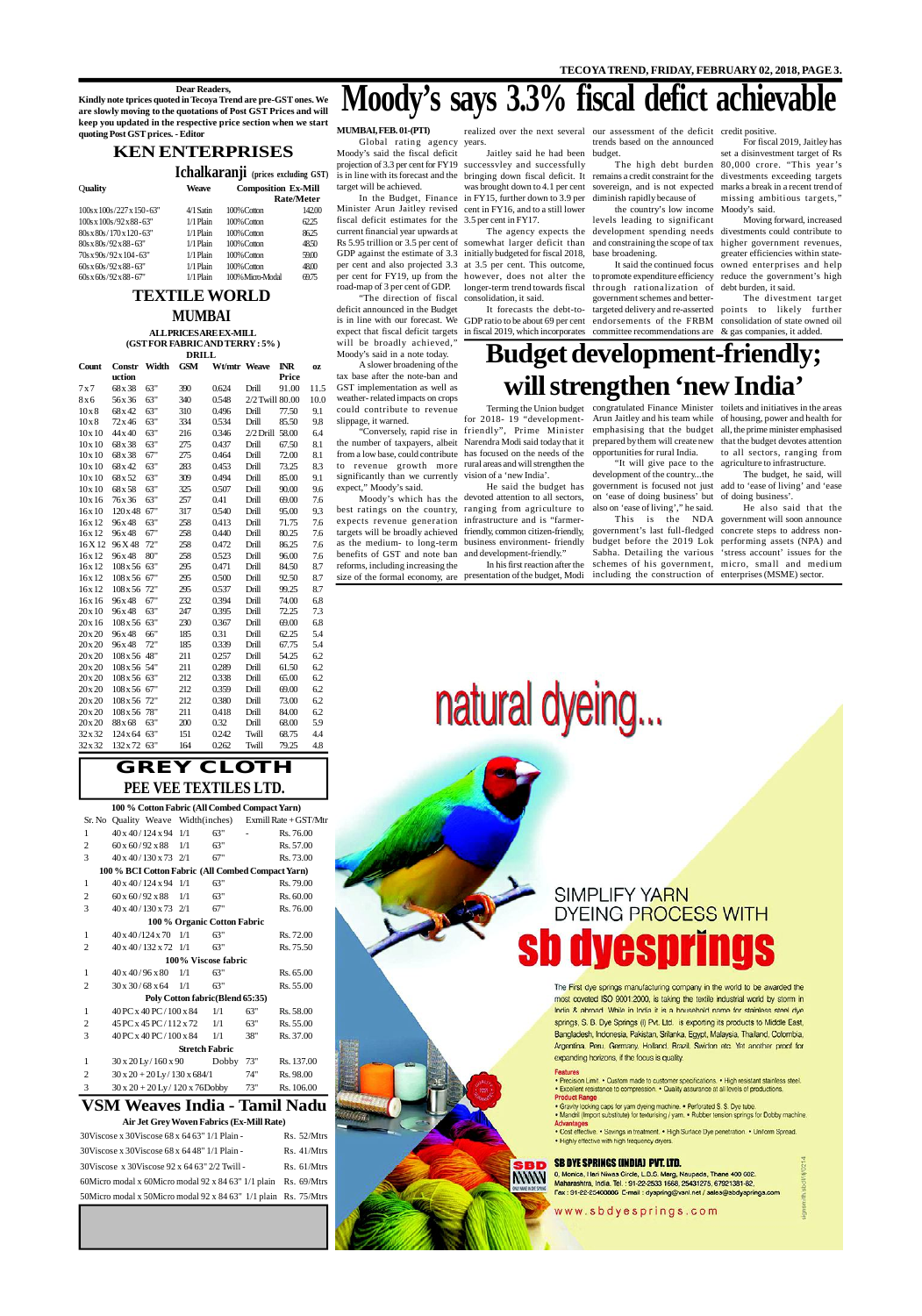**Dear Readers,**

**Kindly note tprices quoted in Tecoya Trend are pre-GST ones. We are slowly moving to the quotations of Post GST Prices and will keep you updated in the respective price section when we start quoting Post GST prices. - Editor**

## KEN ENTERPRISES

### Ichalkaranji (prices excluding GST)

| Quality | Weave | Composition | Ex-Mill Rate/Meter |
|---|---|---|---|
| 100s x 100s / 227 x 150 - 63" | 4/1 Satin | 100% Cotton | 142.00 |
| 100s x 100s / 92 x 88 - 63" | 1/1 Plain | 100% Cotton | 62.25 |
| 80s x 80s / 170 x 120 - 63" | 1/1 Plain | 100% Cotton | 86.25 |
| 80s x 80s / 92 x 88 - 63" | 1/1 Plain | 100% Cotton | 48.50 |
| 70s x 90s / 92 x 104 - 63" | 1/1 Plain | 100% Cotton | 59.00 |
| 60s x 60s / 92 x 88 - 63" | 1/1 Plain | 100% Cotton | 48.00 |
| 60s x 60s / 92 x 88 - 67" | 1/1 Plain | 100% Micro-Modal | 69.75 |

## TEXTILE WORLD

### MUMBAI

**ALL PRICES ARE EX-MILL (GST FOR FABRIC AND TERRY : 5% )**

**DRILL**

| Count | Construction | Width | GSM | Wt/mtr | Weave | INR Price | oz |
|---|---|---|---|---|---|---|---|
| 7 x 7 | 68 x 38 | 63" | 390 | 0.624 | Drill | 91.00 | 11.5 |
| 8 x 6 | 56 x 36 | 63" | 340 | 0.548 | 2/2 Twill | 80.00 | 10.0 |
| 10 x 8 | 68 x 42 | 63" | 310 | 0.496 | Drill | 77.50 | 9.1 |
| 10 x 8 | 72 x 46 | 63" | 334 | 0.534 | Drill | 85.50 | 9.8 |
| 10 x 10 | 44 x 40 | 63" | 216 | 0.346 | 2/2 Drill | 58.00 | 6.4 |
| 10 x 10 | 68 x 38 | 63" | 275 | 0.437 | Drill | 67.50 | 8.1 |
| 10 x 10 | 68 x 38 | 67" | 275 | 0.464 | Drill | 72.00 | 8.1 |
| 10 x 10 | 68 x 42 | 63" | 283 | 0.453 | Drill | 73.25 | 8.3 |
| 10 x 10 | 68 x 52 | 63" | 309 | 0.494 | Drill | 85.00 | 9.1 |
| 10 x 10 | 68 x 58 | 63" | 325 | 0.507 | Drill | 90.00 | 9.6 |
| 10 x 16 | 76 x 36 | 63" | 257 | 0.41 | Drill | 69.00 | 7.6 |
| 16 x 10 | 120 x 48 | 67" | 317 | 0.540 | Drill | 95.00 | 9.3 |
| 16 x 12 | 96 x 48 | 63" | 258 | 0.413 | Drill | 71.75 | 7.6 |
| 16 x 12 | 96 x 48 | 67" | 258 | 0.440 | Drill | 80.25 | 7.6 |
| 16X 12 | 96 X 48 | 72" | 258 | 0.472 | Drill | 86.25 | 7.6 |
| 16 x 12 | 96 x 48 | 80" | 258 | 0.523 | Drill | 96.00 | 7.6 |
| 16 x 12 | 108 x 56 | 63" | 295 | 0.471 | Drill | 84.50 | 8.7 |
| 16 x 12 | 108 x 56 | 67" | 295 | 0.500 | Drill | 92.50 | 8.7 |
| 16 x 12 | 108 x 56 | 72" | 295 | 0.537 | Drill | 99.25 | 8.7 |
| 16 x 16 | 96 x 48 | 67" | 232 | 0.394 | Drill | 74.00 | 6.8 |
| 20 x 10 | 96 x 48 | 63" | 247 | 0.395 | Drill | 72.25 | 7.3 |
| 20 x 16 | 108 x 56 | 63" | 230 | 0.367 | Drill | 69.00 | 6.8 |
| 20 x 20 | 96 x 48 | 66" | 185 | 0.31 | Drill | 62.25 | 5.4 |
| 20 x 20 | 96 x 48 | 72" | 185 | 0.339 | Drill | 67.75 | 5.4 |
| 20 x 20 | 108 x 56 | 48" | 211 | 0.257 | Drill | 54.25 | 6.2 |
| 20 x 20 | 108 x 56 | 54" | 211 | 0.289 | Drill | 61.50 | 6.2 |
| 20 x 20 | 108 x 56 | 63" | 212 | 0.338 | Drill | 65.00 | 6.2 |
| 20 x 20 | 108 x 56 | 67" | 212 | 0.359 | Drill | 69.00 | 6.2 |
| 20 x 20 | 108 x 56 | 72" | 212 | 0.380 | Drill | 73.00 | 6.2 |
| 20 x 20 | 108 x 56 | 78" | 211 | 0.418 | Drill | 84.00 | 6.2 |
| 20 x 20 | 88 x 68 | 63" | 200 | 0.32 | Drill | 68.00 | 5.9 |
| 32 x 32 | 124 x 64 | 63" | 151 | 0.242 | Twill | 68.75 | 4.4 |
| 32 x 32 | 132 x 72 | 63" | 164 | 0.262 | Twill | 79.25 | 4.8 |

## GREY CLOTH

### PEE VEE TEXTILES LTD.

| Sr. No | Quality | Weave | Width(inches) | | Exmill Rate + GST/Mtr |
|---|---|---|---|---|---|
| **100 % Cotton Fabric (All Combed Compact Yarn)** | | | | | |
| 1 | 40 x 40 / 124 x 94 | 1/1 | 63" | - | Rs. 76.00 |
| 2 | 60 x 60 / 92 x 88 | 1/1 | 63" | | Rs. 57.00 |
| 3 | 40 x 40 / 130 x 73 | 2/1 | 67" | | Rs. 73.00 |
| **100 % BCI Cotton Fabric (All Combed Compact Yarn)** | | | | | |
| 1 | 40 x 40 / 124 x 94 | 1/1 | 63" | | Rs. 79.00 |
| 2 | 60 x 60 / 92 x 88 | 1/1 | 63" | | Rs. 60.00 |
| 3 | 40 x 40 / 130 x 73 | 2/1 | 67" | | Rs. 76.00 |
| **100 % Organic Cotton Fabric** | | | | | |
| 1 | 40 x 40 /124 x 70 | 1/1 | 63" | | Rs. 72.00 |
| 2 | 40 x 40 / 132 x 72 | 1/1 | 63" | | Rs. 75.50 |
| **100% Viscose fabric** | | | | | |
| 1 | 40 x 40 / 96 x 80 | 1/1 | 63" | | Rs. 65.00 |
| 2 | 30 x 30 / 68 x 64 | 1/1 | 63" | | Rs. 55.00 |
| **Poly Cotton fabric(Blend 65:35)** | | | | | |
| 1 | 40 PC x 40 PC / 100 x 84 | 1/1 | 63" | | Rs. 58.00 |
| 2 | 45 PC x 45 PC / 112 x 72 | 1/1 | 63" | | Rs. 55.00 |
| 3 | 40 PC x 40 PC / 100 x 84 | 1/1 | 38" | | Rs. 37.00 |
| **Stretch Fabric** | | | | | |
| 1 | 30 x 20 Ly / 160 x 90 | Dobby | 73" | | Rs. 137.00 |
| 2 | 30 x 20 + 20 Ly / 130 x 684/1 | | 74" | | Rs. 98.00 |
| 3 | 30 x 20 + 20 Ly / 120 x 76 | Dobby | 73" | | Rs. 106.00 |

## VSM Weaves India - Tamil Nadu

**Air Jet Grey Woven Fabrics (Ex-Mill Rate)**

| Quality | Rate |
|---|---|
| 30Viscose x 30Viscose 68 x 64 63" 1/1 Plain - | Rs. 52/Mtrs |
| 30Viscose x 30Viscose 68 x 64 48" 1/1 Plain - | Rs. 41/Mtrs |
| 30Viscose x 30Viscose 92 x 64 63" 2/2 Twill - | Rs. 61/Mtrs |
| 60Micro modal x 60Micro modal 92 x 84 63" 1/1 plain | Rs. 69/Mtrs |
| 50Micro modal x 50Micro modal 92 x 84 63" 1/1 plain | Rs. 75/Mtrs |

# Moody's says 3.3% fiscal defict achievable

**MUMBAI, FEB. 01-(PTI)**

Global rating agency Moody's said the fiscal deficit projection of 3.3 per cent for FY19 is in line with its forecast and the target will be achieved.

In the Budget, Finance Minister Arun Jaitley revised fiscal deficit estimates for the current financial year upwards at Rs 5.95 trillion or 3.5 per cent of GDP against the estimate of 3.3 per cent and also projected 3.3 per cent for FY19, up from the road-map of 3 per cent of GDP.

"The direction of fiscal deficit announced in the Budget is in line with our forecast. We expect that fiscal deficit targets will be broadly achieved," Moody's said in a note today.

A slower broadening of the tax base after the note-ban and GST implementation as well as weather- related impacts on crops could contribute to revenue slippage, it warned.

"Conversely, rapid rise in the number of taxpayers, albeit from a low base, could contribute to revenue growth more significantly than we currently expect," Moody's said.

Moody's which has the best ratings on the country, expects revenue generation targets will be broadly achieved as the medium- to long-term benefits of GST and note ban reforms, including increasing the size of the formal economy, are realized over the next several years.

Jaitley said he had been bringing down fiscal deficit. It was brought down to 4.1 per cent in FY15, further down to 3.9 per cent in FY16, and to a still lower 3.5 per cent in FY17.

The agency expects the somewhat larger deficit than initially budgeted for fiscal 2018, at 3.5 per cent. This outcome, however, does not alter the longer-term trend towards fiscal consolidation, it said.

It forecasts the debt-to-GDP ratio to be about 69 per cent in fiscal 2019, which incorporates our assessment of the deficit trends based on the announced budget.

The high debt burden remains a credit constraint for the sovereign, and is not expected diminish rapidly because of the country's low income levels leading to significant development spending needs and constraining the scope of tax base broadening.

It said the continued focus to promote expenditure efficiency through rationalization of government schemes and better-targeted delivery and re-asserted endorsements of the FRBM committee recommendations are credit positive.

For fiscal 2019, Jaitley has set a disinvestment target of Rs 80,000 crore. "This year's divestments exceeding targets marks a break in a recent trend of missing ambitious targets," Moody's said.

Moving forward, increased divestments could contribute to higher government revenues, greater efficiencies within state-owned enterprises and help reduce the government's high debt burden, it said.

The divestment target points to likely further consolidation of state owned oil & gas companies, it added.

# Budget development-friendly; will strengthen 'new India'

Terming the Union budget for 2018- 19 "development-friendly", Prime Minister Narendra Modi said today that it has focused on the needs of the rural areas and will strengthen the vision of a 'new India'.

He said the budget has devoted attention to all sectors, ranging from agriculture to infrastructure and is "farmer-friendly, common citizen-friendly, business environment- friendly and development-friendly."

In his first reaction after the presentation of the budget, Modi congratulated Finance Minister Arun Jaitley and his team while emphasising that the budget prepared by them will create new opportunities for rural India.

"It will give pace to the development of the country...the government is focused not just on 'ease of doing business' but also on 'ease of living'," he said.

This is the NDA government's last full-fledged budget before the 2019 Lok Sabha. Detailing the various schemes of his government, including the construction of toilets and initiatives in the areas of housing, power and health for all, the prime minister emphasised that the budget devotes attention to all sectors, ranging from agriculture to infrastructure.

The budget, he said, will add to 'ease of living' and 'ease of doing business'.

He also said that the government will soon announce concrete steps to address non-performing assets (NPA) and 'stress account' issues for the micro, small and medium enterprises (MSME) sector.

natural dyeing...

SIMPLIFY YARN DYEING PROCESS WITH

**sb dyesprings**

The First dye springs manufacturing company in the world to be awarded the most coveted ISO 9001:2000, is taking the textile industrial world by storm in India & abroad. While in India it is a household name for stainless steel dye springs, S. B. Dye Springs (I) Pvt. Ltd. is exporting its products to Middle East, Bangladesh, Indonesia, Pakistan, Srilanka, Egypt, Malaysia, Thailand, Colombia, Argentina, Peru, Germany, Holland, Brazil, Sweden etc. Yet another proof for expanding horizons, if the focus is quality.

**Features**
- Precision Limit. • Custom made to customer specifications. • High resistant stainless steel.
- Excellent resistance to compression. • Quality assurance at all levels of productions.

**Product Range**
- Gravity locking caps for yarn dyeing machine. • Perforated S. S. Dye tube.
- Mandril (Import substitute) for texturising / yarn. • Rubber tension springs for Dobby machine.

**Advantages**
- Cost effective. • Savings in treatment. • High Surface Dye penetration. • Uniform Spread.
- Highly effective with high frequency dryers.

**SB DYE SPRINGS (INDIA) PVT. LTD.**
8, Monica, Hari Niwas Circle, L.B.S. Marg, Naupada, Thane 400 602, Maharashtra, India. Tel. : 91-22-2533 1668, 25431275, 67921381-82, Fax : 91-22-25400006 E-mail : dyspring@vsnl.net / sales@sbdyesprings.com

www.sbdyesprings.com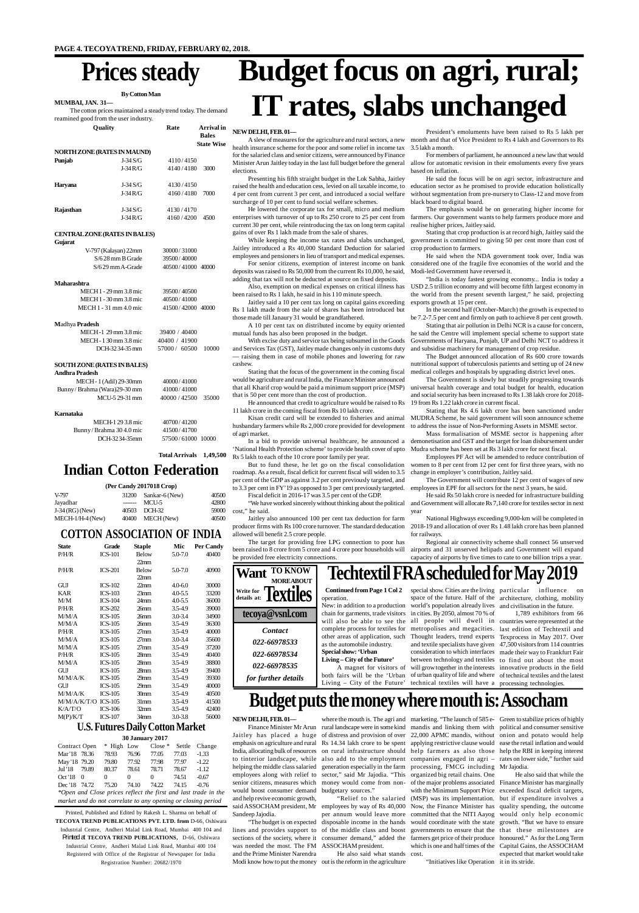# Prices steady

**By Cotton Man**

**MUMBAI, JAN. 31—**

The cotton prices maintained a steady trend today. The demand reamined good from the user industry.

| Quality | | Rate | Arrival in Bales State Wise |
|---|---|---|---|
| **NORTH ZONE (RATES IN MAUND)** | | | |
| **Punjab** | J-34 S/G | 4110 / 4150 | |
| | J-34 R/G | 4140 / 4180 | 3000 |
| **Haryana** | J-34 S/G | 4130 / 4150 | |
| | J-34 R/G | 4160 / 4180 | 7000 |
| **Rajasthan** | J-34 S/G | 4130 / 4170 | |
| | J-34 R/G | 4160 / 4200 | 4500 |
| **CENTRAL ZONE (RATES IN BALES)** | | | |
| **Gujarat** | | | |
| | V-797 (Kalayan) 22mm | 30000 / 31000 | |
| | S/6 28 mm B Grade | 39500 / 40000 | |
| | S/6 29 mm A-Grade | 40500 / 41000 | 40000 |
| **Maharashtra** | | | |
| | MECH 1 - 29 mm 3.8 mic | 39500 / 40500 | |
| | MECH 1 - 30 mm 3.8 mic | 40500 / 41000 | |
| | MECH 1 - 31 mm 4.0 mic | 41500 / 42000 | 40000 |
| **Madhya Pradesh** | | | |
| | MECH -1 29 mm 3.8 mic | 39400 / 40400 | |
| | MECH -1 30 mm 3.8 mic | 40400 / 41900 | |
| | DCH-32 34-35 mm | 57000 / 60500 | 10000 |
| **SOUTH ZONE (RATES IN BALES)** | | | |
| **Andhra Pradesh** | | | |
| | MECH - 1 (Adil) 29-30mm | 40000 / 41000 | |
| | Bunny / Brahma (Wara)29-30 mm | 41000 / 41000 | |
| | MCU-5 29-31 mm | 40000 / 42500 | 35000 |
| **Karnataka** | | | |
| | MECH-1 29 3.8 mic | 40700 / 41200 | |
| | Bunny / Brahma 30 4.0 mic | 41500 / 41700 | |
| | DCH-32 34-35mm | 57500 / 61000 | 10000 |
| | | **Total Arrivals** | **1,49,500** |

## Indian Cotton Federation

**(Per Candy 2017018 Crop)**

| | | | |
|---|---|---|---|
| V-797 | 31200 | Sankar-6 (New) | 40500 |
| Jayadhar | —— | MCU-5 | 42800 |
| J-34 (RG) (New) | 40503 | DCH-32 | 59000 |
| MECH-1/H-4 (New) | 40400 | MECH (New) | 40500 |

## COTTON ASSOCIATION OF INDIA

| State | Grade | Staple | Mic | Per Candy |
|---|---|---|---|---|
| P/H/R | ICS-101 | Below 22mm | 5.0-7.0 | 40400 |
| P/H/R | ICS-201 | Below 22mm | 5.0-7.0 | 40900 |
| GUJ | ICS-102 | 22mm | 4.0-6.0 | 30000 |
| KAR | ICS-103 | 23mm | 4.0-5.5 | 33200 |
| M/M | ICS-104 | 24mm | 4.0-5.5 | 36000 |
| P/H/R | ICS-202 | 26mm | 3.5-4.9 | 39000 |
| M/M/A | ICS-105 | 26mm | 3.0-3.4 | 34900 |
| M/M/A | ICS-105 | 26mm | 3.5-4.9 | 36300 |
| P/H/R | ICS-105 | 27mm | 3.5-4.9 | 40000 |
| M/M/A | ICS-105 | 27mm | 3.0-3.4 | 35600 |
| M/M/A | ICS-105 | 27mm | 3.5-4.9 | 37200 |
| P/H/R | ICS-105 | 28mm | 3.5-4.9 | 40400 |
| M/M/A | ICS-105 | 28mm | 3.5-4.9 | 38800 |
| GUJ | ICS-105 | 28mm | 3.5-4.9 | 39400 |
| M/M/A/K | ICS-105 | 29mm | 3.5-4.9 | 39300 |
| GUJ | ICS-105 | 29mm | 3.5-4.9 | 40000 |
| M/M/A/K | ICS-105 | 30mm | 3.5-4.9 | 40500 |
| M/M/A/K/T/O | ICS-105 | 31mm | 3.5-4.9 | 41500 |
| K/A/T/O | ICS-106 | 32mm | 3.5-4.9 | 42400 |
| M(P)/K/T | ICS-107 | 34mm | 3.0-3.8 | 56000 |

## U.S. Futures Daily Cotton Market

**30 January 2017**

| Contract | Open | * High | Low | Close * | Settle | Change |
|---|---|---|---|---|---|---|
| Mar '18 | 78.36 | 78.93 | 76.96 | 77.05 | 77.03 | -1.33 |
| May '18 | 79.20 | 79.80 | 77.92 | 77.98 | 77.97 | -1.22 |
| Jul '18 | 79.89 | 80.37 | 78.61 | 78.71 | 78.67 | -1.12 |
| Oct '18 | 0 | 0 | 0 | 0 | 74.51 | -0.67 |
| Dec '18 | 74.72 | 75.20 | 74.10 | 74.22 | 74.15 | -0.76 |

*\*Open and Close prices reflect the first and last trade in the market and do not correlate to any opening or closing period*

Printed, Published and Edited by Rakesh L. Sharma on behalf of **TECOYA TREND PUBLICATIONS PVT. LTD. from** D-66, Oshiwara Industrial Centre, Andheri Malad Link Road, Mumbai 400 104 and Printed at **TECOYA TREND PUBLICATIONS,** D-66, Oshiwara Industrial Centre, Andheri Malad Link Road, Mumbai 400 104 Registered with Office of the Registrar of Newspaper for India Registration Number: 20682/1970

# Budget focus on agri, rural; IT rates, slabs unchanged

**NEW DELHI, FEB. 01—**

A slew of measures for the agriculture and rural sectors, a new health insurance scheme for the poor and some relief in income tax for the salaried class and senior citizens, were announced by Finance Minister Arun Jaitley today in the last full budget before the general elections.

Presenting his fifth straight budget in the Lok Sabha, Jaitley raised the health and education cess, levied on all taxable income, to 4 per cent from current 3 per cent, and introduced a social welfare surcharge of 10 per cent to fund social welfare schemes.

He lowered the corporate tax for small, micro and medium enterprises with turnover of up to Rs 250 crore to 25 per cent from current 30 per cent, while reintroducing the tax on long term capital gains of over Rs 1 lakh made from the sale of shares.

While keeping the income tax rates and slabs unchanged, Jaitley introduced a Rs 40,000 Standard Deduction for salaried employees and pensioners in lieu of transport and medical expenses.

For senior citizens, exemption of interest income on bank deposits was raised to Rs 50,000 from the current Rs 10,000, he said, adding that tax will not be deducted at source on fixed deposits.

Also, exemption on medical expenses on critical illness has been raised to Rs 1 lakh, he said in his 110 minute speech.

Jaitley said a 10 per cent tax long on capital gains exceeding Rs 1 lakh made from the sale of shares has been introduced but those made till Janaury 31 would be grandfathered.

A 10 per cent tax on distributed income by equity oriented mutual funds has also been proposed in the budget.

With excise duty and service tax being subsumed in the Goods and Services Tax (GST), Jaitley made changes only in customs duty — raising them in case of mobile phones and lowering for raw cashew.

Stating that the focus of the government in the coming fiscal would be agriculture and rural India, the Finance Minister announced that all Kharif crop would be paid a minimum support price (MSP) that is 50 per cent more than the cost of production.

He announced that credit to agriculture would be raised to Rs 11 lakh crore in the coming fiscal from Rs 10 lakh crore.

Kisan credit card will be extended to fisheries and animal husbandary farmers while Rs 2,000 crore provided for development of agri market.

In a bid to provide universal healthcare, he announced a 'National Health Protection scheme' to provide health cover of upto Rs 5 lakh to each of the 10 crore poor family per year.

But to fund these, he let go on the fiscal consolidation roadmap. As a result, fiscal deficit for current fiscal will widen to 3.5 per cent of the GDP as against 3.2 per cent previously targeted, and to 3.3 per cent in FY'19 as opposed to 3 per cent previously targeted.

Fiscal deficit in 2016-17 was 3.5 per cent of the GDP.

"We have worked sincerely without thinking about the political cost," he said.

Jaitley also announced 100 per cent tax deduction for farm producer firms with Rs 100 crore turnover. The standard deducation allowed will benefit 2.5 crore people.

The target for providing free LPG connection to poor has been raised to 8 crore from 5 crore and 4 crore poor households will be provided free electricity connections.

President's emoluments have been raised to Rs 5 lakh per month and that of Vice President to Rs 4 lakh and Governors to Rs 3.5 lakh a month.

For members of parliament, he announced a new law that would allow for automatic revision in their emoluments every five years based on inflation.

He said the focus will be on agri sector, infrastructure and education sector as he promised to provide education holistically without segmentation from pre-nursery to Class-12 and move from black board to digital board.

The emphasis would be on generating higher income for farmers. Our government wants to help farmers produce more and realise higher prices, Jaitley said.

Stating that crop production is at record high, Jaitley said the government is committed to giving 50 per cent more than cost of crop production to farmers.

He said when the NDA government took over, India was considered one of the fragile five economies of the world and the Modi-led Government have reversed it.

"India is today fastest growing economy... India is today a USD 2.5 trillion economy and will become fifth largest economy in the world from the present seventh largest," he said, projecting exports growth at 15 per cent.

In the second half (October-March) the growth is expected to be 7.2-7.5 per cent and firmly on path to achieve 8 per cent growth.

Stating that air pollution in Delhi NCR is a cause for concern, he said the Centre will implement special scheme to support state Governments of Haryana, Punjab, UP and Delhi NCT to address it and subsidise machinery for management of crop residue.

The Budget announced allocation of Rs 600 crore towards nutritional support of tuberculosis patients and setting up of 24 new medical colleges and hospitals by upgrading district level ones.

The Government is slowly but steadily progressing towards universal health coverage and total budget for health, education and social security has been increased to Rs 1.38 lakh crore for 2018-19 from Rs 1.22 lakh crore in current fiscal.

Stating that Rs 4.6 lakh crore has been sanctioned under MUDRA Scheme, he said government will soon announce scheme to address the issue of Non-Performing Assets in MSME sector.

Mass formalisation of MSME sector is happening after demonetisation and GST and the target for loan disbursement under Mudra scheme has been set at Rs 3 lakh crore for next fiscal.

Employees PF Act will be amended to reduce contribution of women to 8 per cent from 12 per cent for first three years, with no change in employer's contribution, Jaitley said.

The Government will contribute 12 per cent of wages of new employees in EPF for all sectors for the next 3 years, he said.

He said Rs 50 lakh crore is needed for infrastructure building and Government will allocate Rs 7,140 crore for textiles sector in next year

National Highways exceeding 9,000-km will be completed in 2018-19 and allocation of over Rs 1.48 lakh crore has been planned for railways.

Regional air connectivity scheme shall connect 56 unserved airports and 31 unserved helipads and Government will expand capacity of airports by five times to cate to one billion trips a year.

**Want TO KNOW MORE ABOUT Textiles**

Write for details at: **tecoya@vsnl.com**

*Contact*

*022-66978533*

*022-66978534*

*022-66978535*

*for further details*

# Techtextil FRA scheduled for May 2019

**Continued from Page 1 Col 2**

operation.

New: in addition to a production chain for garments, trade visitors will also be able to see the complete process for textiles for other areas of application, such as the automobile industry.

**Special show: 'Urban Living – City of the Future'**

A magnet for visitors of both fairs will be the 'Urban Living – City of the Future' special show. Cities are the living space of the future. Half of the world's population already lives in cities. By 2050, almost 70 % of all people will dwell in metropolises and megacities. Thought leaders, trend experts and textile specialists have given consideration to which interfaces between technology and textiles will grow together in the interests of urban quality of life and where technical textiles will have a particular influence on architecture, clothing, mobility and civilisation in the future.

1,789 exhibitors from 66 countries were represented at the last edition of Techtextil and Texprocess in May 2017. Over 47,500 visitors from 114 countries made their way to Frankfurt Fair to find out about the most innovative products in the field of technical textiles and the latest processing technologies.

# Budget puts the money where mouth is: Assocham

**NEW DELHI, FEB. 01—**

Finance Minister Mr Arun Jaitley has placed a huge emphasis on agriculture and rural India, allocating bulk of resources to tinterior landscape, while helping the middle class salaried employees along with relief to senior citizens, measures which would boost consumer demand and help revive economic growth, said ASSOCHAM president, Mr Sandeep Jajodia.

"The budget is on expected lines and provides support to sections of the society, where it was needed the most. The FM and the Prime Minister Narendra Modi know how to put the money where the mouth is. The agri and rural landscape were in some kind of distress and provision of over Rs 14.34 lakh crore to be spent on rural infrastructure should also add to the employment generation especially in the farm sector," said Mr Jajodia. "This money would come from non-budgetary sources."

"Relief to the salaried employees by way of Rs 40,000 per annum would leave more disposable income in the hands of the middle class and boost consumer demand," added the ASSOCHAM president.

He also said what stands out is the reform in the agriculture marketing. "The launch of 585 e-mandis and linking them with 22,000 APMC mandis, without applying restrictive clause would help farmers as also those companies engaged in agri – processing, FMCG including organized big retail chains. One of the major problems associated with the Minimum Support Price (MSP) was its implementation. Now, the Finance Minister has committed that the NITI Aayog would coordinate with the state governments to ensure that the farmers get price of their produce which is one and half times of the cost.

"Initiatives like Operation Green to stabilize prices of highly political and consumer sensitive onion and potato would help ease the retail inflation and would help the RBI in keeping interest rates on lower side," further said Mr Jajodia.

He also said that while the Finance Minister has marginally exceeded fiscal deficit targets, but if expenditure involves a quality spending, the outcome would only help economic growth. "But we have to ensure that these milestones are honoured." As for the Long Term Capital Gains, the ASSOCHAM expected that market would take it in its stride.